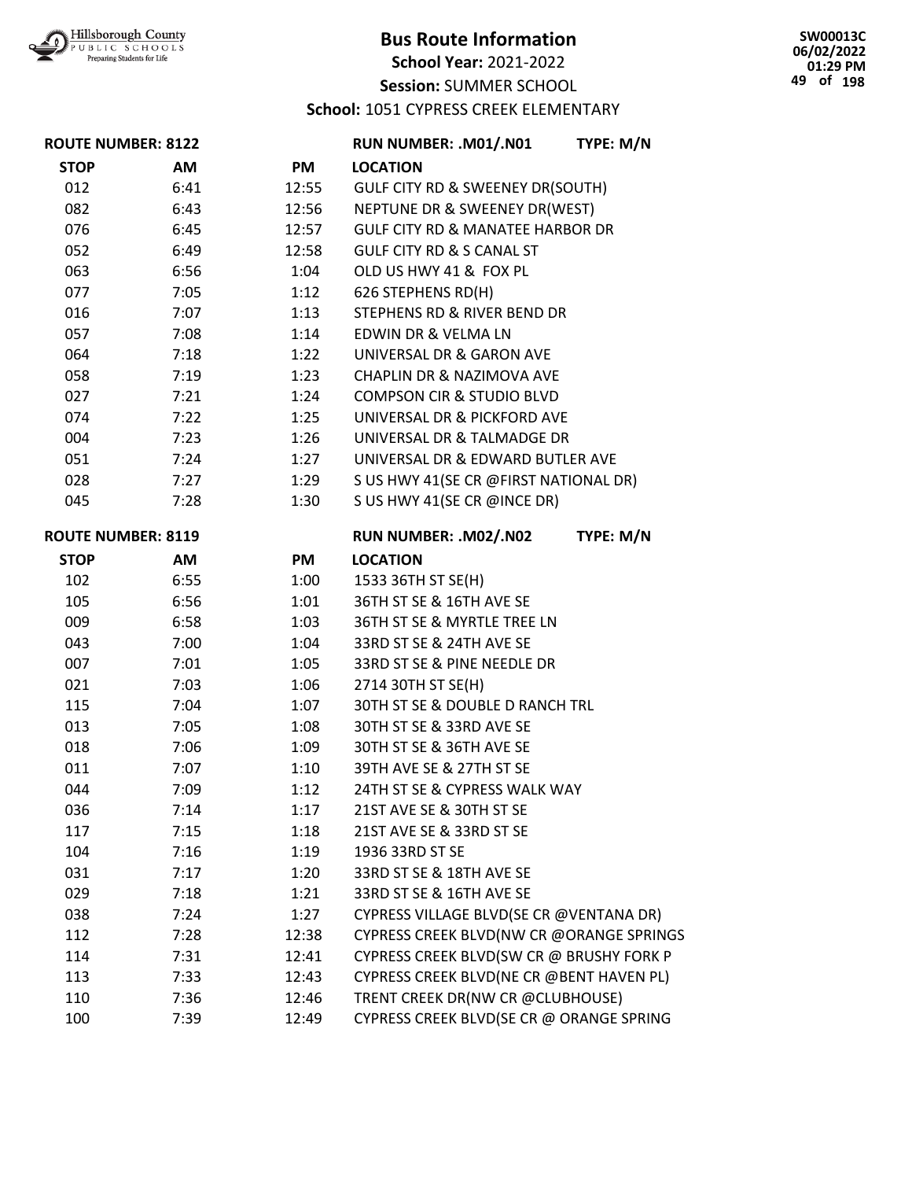# Bus Route Information

**School Year:** 2021-2022

**Session:** SUMMER SCHOOL

**School:** 1051 CYPRESS CREEK ELEMENTARY

**ROUTE NUMBER: 8122** — **RUN NUMBER: .M01/.N01** — **TYPE: M/N**

| STOP | AM | PM | LOCATION |
|---|---|---|---|
| 012 | 6:41 | 12:55 | GULF CITY RD & SWEENEY DR(SOUTH) |
| 082 | 6:43 | 12:56 | NEPTUNE DR & SWEENEY DR(WEST) |
| 076 | 6:45 | 12:57 | GULF CITY RD & MANATEE HARBOR DR |
| 052 | 6:49 | 12:58 | GULF CITY RD & S CANAL ST |
| 063 | 6:56 | 1:04 | OLD US HWY 41 & FOX PL |
| 077 | 7:05 | 1:12 | 626 STEPHENS RD(H) |
| 016 | 7:07 | 1:13 | STEPHENS RD & RIVER BEND DR |
| 057 | 7:08 | 1:14 | EDWIN DR & VELMA LN |
| 064 | 7:18 | 1:22 | UNIVERSAL DR & GARON AVE |
| 058 | 7:19 | 1:23 | CHAPLIN DR & NAZIMOVA AVE |
| 027 | 7:21 | 1:24 | COMPSON CIR & STUDIO BLVD |
| 074 | 7:22 | 1:25 | UNIVERSAL DR & PICKFORD AVE |
| 004 | 7:23 | 1:26 | UNIVERSAL DR & TALMADGE DR |
| 051 | 7:24 | 1:27 | UNIVERSAL DR & EDWARD BUTLER AVE |
| 028 | 7:27 | 1:29 | S US HWY 41(SE CR @FIRST NATIONAL DR) |
| 045 | 7:28 | 1:30 | S US HWY 41(SE CR @INCE DR) |

**ROUTE NUMBER: 8119** — **RUN NUMBER: .M02/.N02** — **TYPE: M/N**

| STOP | AM | PM | LOCATION |
|---|---|---|---|
| 102 | 6:55 | 1:00 | 1533 36TH ST SE(H) |
| 105 | 6:56 | 1:01 | 36TH ST SE & 16TH AVE SE |
| 009 | 6:58 | 1:03 | 36TH ST SE & MYRTLE TREE LN |
| 043 | 7:00 | 1:04 | 33RD ST SE & 24TH AVE SE |
| 007 | 7:01 | 1:05 | 33RD ST SE & PINE NEEDLE DR |
| 021 | 7:03 | 1:06 | 2714 30TH ST SE(H) |
| 115 | 7:04 | 1:07 | 30TH ST SE & DOUBLE D RANCH TRL |
| 013 | 7:05 | 1:08 | 30TH ST SE & 33RD AVE SE |
| 018 | 7:06 | 1:09 | 30TH ST SE & 36TH AVE SE |
| 011 | 7:07 | 1:10 | 39TH AVE SE & 27TH ST SE |
| 044 | 7:09 | 1:12 | 24TH ST SE & CYPRESS WALK WAY |
| 036 | 7:14 | 1:17 | 21ST AVE SE & 30TH ST SE |
| 117 | 7:15 | 1:18 | 21ST AVE SE & 33RD ST SE |
| 104 | 7:16 | 1:19 | 1936 33RD ST SE |
| 031 | 7:17 | 1:20 | 33RD ST SE & 18TH AVE SE |
| 029 | 7:18 | 1:21 | 33RD ST SE & 16TH AVE SE |
| 038 | 7:24 | 1:27 | CYPRESS VILLAGE BLVD(SE CR @VENTANA DR) |
| 112 | 7:28 | 12:38 | CYPRESS CREEK BLVD(NW CR @ORANGE SPRINGS |
| 114 | 7:31 | 12:41 | CYPRESS CREEK BLVD(SW CR @ BRUSHY FORK P |
| 113 | 7:33 | 12:43 | CYPRESS CREEK BLVD(NE CR @BENT HAVEN PL) |
| 110 | 7:36 | 12:46 | TRENT CREEK DR(NW CR @CLUBHOUSE) |
| 100 | 7:39 | 12:49 | CYPRESS CREEK BLVD(SE CR @ ORANGE SPRING |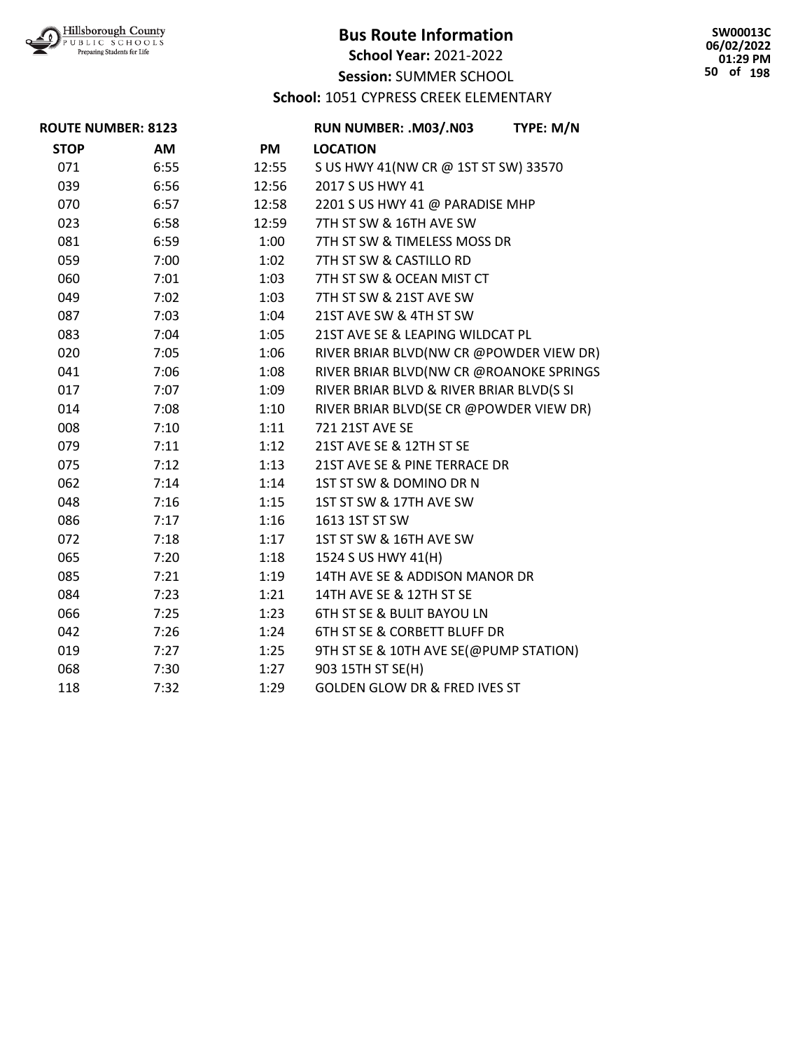# Bus Route Information

**School Year:** 2021-2022

**Session:** SUMMER SCHOOL

**School:** 1051 CYPRESS CREEK ELEMENTARY

**ROUTE NUMBER: 8123** | **RUN NUMBER: .M03/.N03** | **TYPE: M/N**

| STOP | AM | PM | LOCATION |
|---|---|---|---|
| 071 | 6:55 | 12:55 | S US HWY 41(NW CR @ 1ST ST SW) 33570 |
| 039 | 6:56 | 12:56 | 2017 S US HWY 41 |
| 070 | 6:57 | 12:58 | 2201 S US HWY 41 @ PARADISE MHP |
| 023 | 6:58 | 12:59 | 7TH ST SW & 16TH AVE SW |
| 081 | 6:59 | 1:00 | 7TH ST SW & TIMELESS MOSS DR |
| 059 | 7:00 | 1:02 | 7TH ST SW & CASTILLO RD |
| 060 | 7:01 | 1:03 | 7TH ST SW & OCEAN MIST CT |
| 049 | 7:02 | 1:03 | 7TH ST SW & 21ST AVE SW |
| 087 | 7:03 | 1:04 | 21ST AVE SW & 4TH ST SW |
| 083 | 7:04 | 1:05 | 21ST AVE SE & LEAPING WILDCAT PL |
| 020 | 7:05 | 1:06 | RIVER BRIAR BLVD(NW CR @POWDER VIEW DR) |
| 041 | 7:06 | 1:08 | RIVER BRIAR BLVD(NW CR @ROANOKE SPRINGS |
| 017 | 7:07 | 1:09 | RIVER BRIAR BLVD & RIVER BRIAR BLVD(S SI |
| 014 | 7:08 | 1:10 | RIVER BRIAR BLVD(SE CR @POWDER VIEW DR) |
| 008 | 7:10 | 1:11 | 721 21ST AVE SE |
| 079 | 7:11 | 1:12 | 21ST AVE SE & 12TH ST SE |
| 075 | 7:12 | 1:13 | 21ST AVE SE & PINE TERRACE DR |
| 062 | 7:14 | 1:14 | 1ST ST SW & DOMINO DR N |
| 048 | 7:16 | 1:15 | 1ST ST SW & 17TH AVE SW |
| 086 | 7:17 | 1:16 | 1613 1ST ST SW |
| 072 | 7:18 | 1:17 | 1ST ST SW & 16TH AVE SW |
| 065 | 7:20 | 1:18 | 1524 S US HWY 41(H) |
| 085 | 7:21 | 1:19 | 14TH AVE SE & ADDISON MANOR DR |
| 084 | 7:23 | 1:21 | 14TH AVE SE & 12TH ST SE |
| 066 | 7:25 | 1:23 | 6TH ST SE & BULIT BAYOU LN |
| 042 | 7:26 | 1:24 | 6TH ST SE & CORBETT BLUFF DR |
| 019 | 7:27 | 1:25 | 9TH ST SE & 10TH AVE SE(@PUMP STATION) |
| 068 | 7:30 | 1:27 | 903 15TH ST SE(H) |
| 118 | 7:32 | 1:29 | GOLDEN GLOW DR & FRED IVES ST |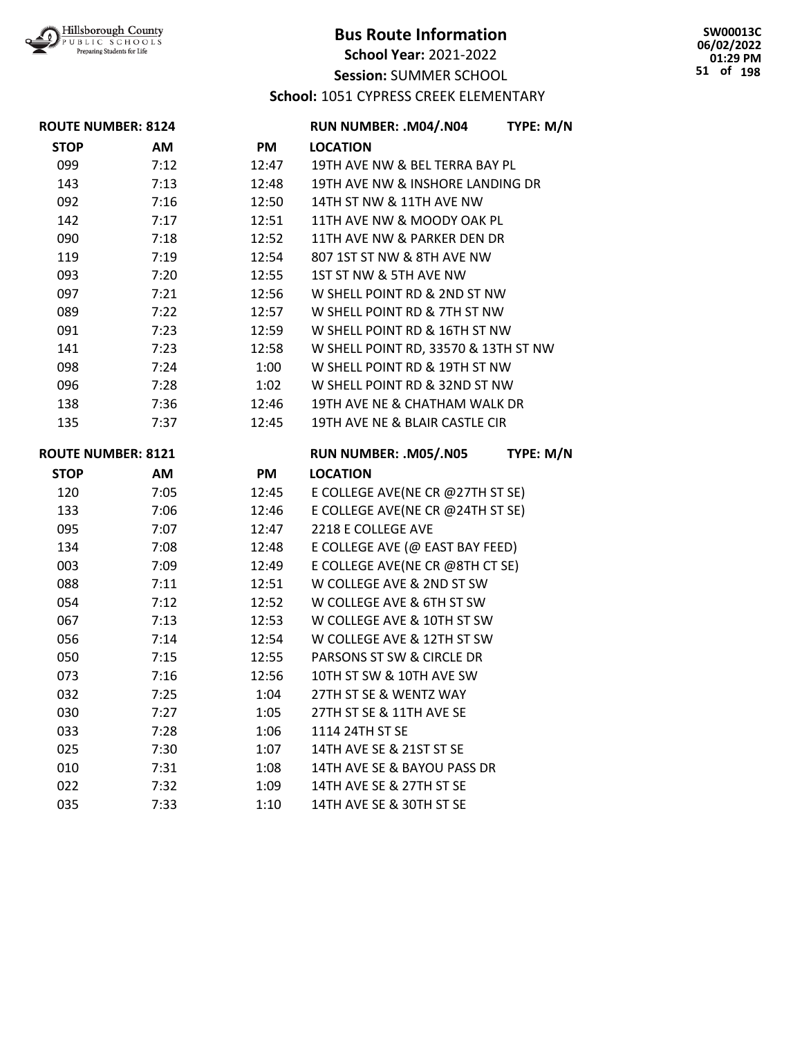# Bus Route Information

**School Year:** 2021-2022

**Session:** SUMMER SCHOOL

**School:** 1051 CYPRESS CREEK ELEMENTARY

**ROUTE NUMBER: 8124** — **RUN NUMBER: .M04/.N04** — **TYPE: M/N**

| STOP | AM | PM | LOCATION |
|---|---|---|---|
| 099 | 7:12 | 12:47 | 19TH AVE NW & BEL TERRA BAY PL |
| 143 | 7:13 | 12:48 | 19TH AVE NW & INSHORE LANDING DR |
| 092 | 7:16 | 12:50 | 14TH ST NW & 11TH AVE NW |
| 142 | 7:17 | 12:51 | 11TH AVE NW & MOODY OAK PL |
| 090 | 7:18 | 12:52 | 11TH AVE NW & PARKER DEN DR |
| 119 | 7:19 | 12:54 | 807 1ST ST NW & 8TH AVE NW |
| 093 | 7:20 | 12:55 | 1ST ST NW & 5TH AVE NW |
| 097 | 7:21 | 12:56 | W SHELL POINT RD & 2ND ST NW |
| 089 | 7:22 | 12:57 | W SHELL POINT RD & 7TH ST NW |
| 091 | 7:23 | 12:59 | W SHELL POINT RD & 16TH ST NW |
| 141 | 7:23 | 12:58 | W SHELL POINT RD, 33570 & 13TH ST NW |
| 098 | 7:24 | 1:00 | W SHELL POINT RD & 19TH ST NW |
| 096 | 7:28 | 1:02 | W SHELL POINT RD & 32ND ST NW |
| 138 | 7:36 | 12:46 | 19TH AVE NE & CHATHAM WALK DR |
| 135 | 7:37 | 12:45 | 19TH AVE NE & BLAIR CASTLE CIR |

**ROUTE NUMBER: 8121** — **RUN NUMBER: .M05/.N05** — **TYPE: M/N**

| STOP | AM | PM | LOCATION |
|---|---|---|---|
| 120 | 7:05 | 12:45 | E COLLEGE AVE(NE CR @27TH ST SE) |
| 133 | 7:06 | 12:46 | E COLLEGE AVE(NE CR @24TH ST SE) |
| 095 | 7:07 | 12:47 | 2218 E COLLEGE AVE |
| 134 | 7:08 | 12:48 | E COLLEGE AVE (@ EAST BAY FEED) |
| 003 | 7:09 | 12:49 | E COLLEGE AVE(NE CR @8TH CT SE) |
| 088 | 7:11 | 12:51 | W COLLEGE AVE & 2ND ST SW |
| 054 | 7:12 | 12:52 | W COLLEGE AVE & 6TH ST SW |
| 067 | 7:13 | 12:53 | W COLLEGE AVE & 10TH ST SW |
| 056 | 7:14 | 12:54 | W COLLEGE AVE & 12TH ST SW |
| 050 | 7:15 | 12:55 | PARSONS ST SW & CIRCLE DR |
| 073 | 7:16 | 12:56 | 10TH ST SW & 10TH AVE SW |
| 032 | 7:25 | 1:04 | 27TH ST SE & WENTZ WAY |
| 030 | 7:27 | 1:05 | 27TH ST SE & 11TH AVE SE |
| 033 | 7:28 | 1:06 | 1114 24TH ST SE |
| 025 | 7:30 | 1:07 | 14TH AVE SE & 21ST ST SE |
| 010 | 7:31 | 1:08 | 14TH AVE SE & BAYOU PASS DR |
| 022 | 7:32 | 1:09 | 14TH AVE SE & 27TH ST SE |
| 035 | 7:33 | 1:10 | 14TH AVE SE & 30TH ST SE |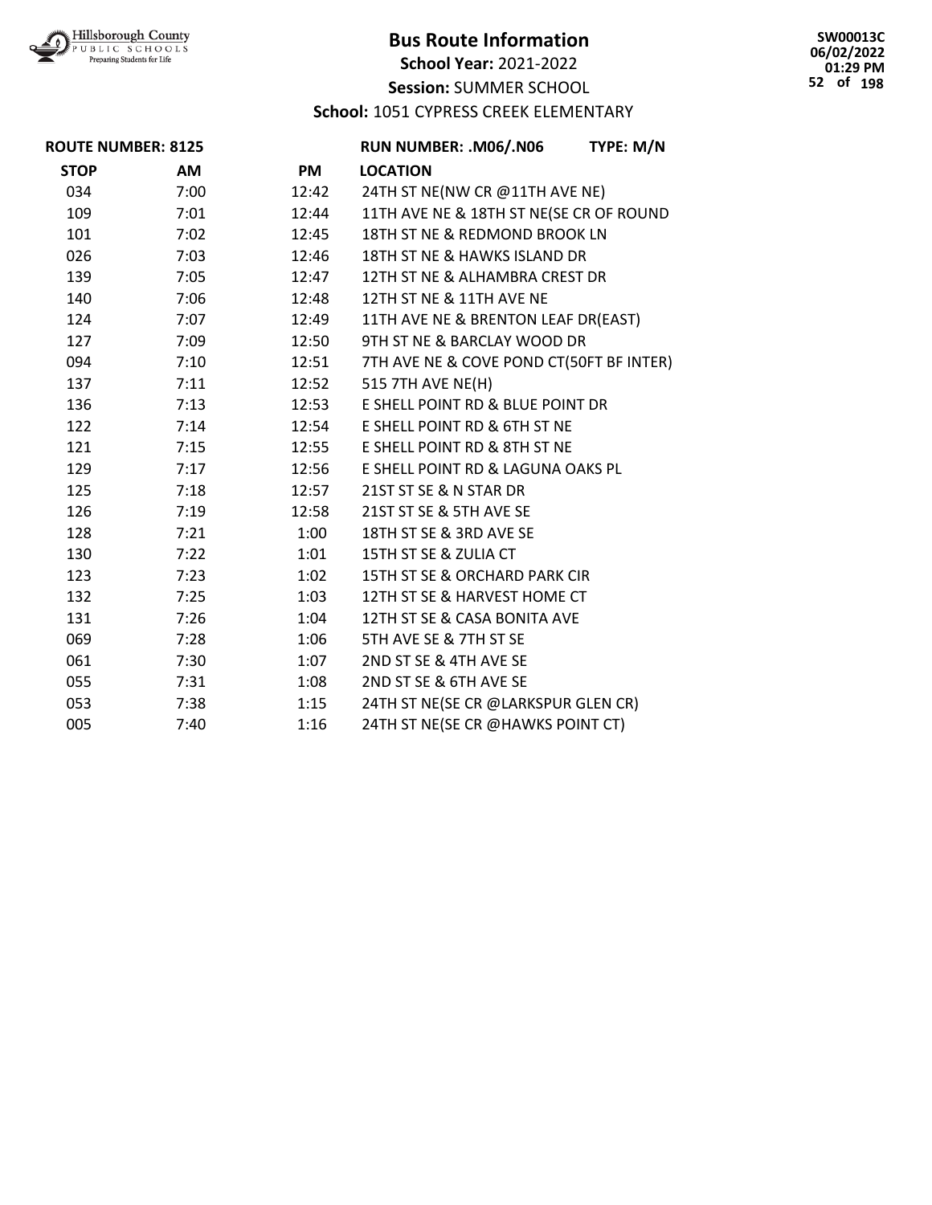# Bus Route Information

**School Year:** 2021-2022

**Session:** SUMMER SCHOOL

**School:** 1051 CYPRESS CREEK ELEMENTARY

**ROUTE NUMBER: 8125** **RUN NUMBER: .M06/.N06** **TYPE: M/N**

| STOP | AM | PM | LOCATION |
|---|---|---|---|
| 034 | 7:00 | 12:42 | 24TH ST NE(NW CR @11TH AVE NE) |
| 109 | 7:01 | 12:44 | 11TH AVE NE & 18TH ST NE(SE CR OF ROUND |
| 101 | 7:02 | 12:45 | 18TH ST NE & REDMOND BROOK LN |
| 026 | 7:03 | 12:46 | 18TH ST NE & HAWKS ISLAND DR |
| 139 | 7:05 | 12:47 | 12TH ST NE & ALHAMBRA CREST DR |
| 140 | 7:06 | 12:48 | 12TH ST NE & 11TH AVE NE |
| 124 | 7:07 | 12:49 | 11TH AVE NE & BRENTON LEAF DR(EAST) |
| 127 | 7:09 | 12:50 | 9TH ST NE & BARCLAY WOOD DR |
| 094 | 7:10 | 12:51 | 7TH AVE NE & COVE POND CT(50FT BF INTER) |
| 137 | 7:11 | 12:52 | 515 7TH AVE NE(H) |
| 136 | 7:13 | 12:53 | E SHELL POINT RD & BLUE POINT DR |
| 122 | 7:14 | 12:54 | E SHELL POINT RD & 6TH ST NE |
| 121 | 7:15 | 12:55 | E SHELL POINT RD & 8TH ST NE |
| 129 | 7:17 | 12:56 | E SHELL POINT RD & LAGUNA OAKS PL |
| 125 | 7:18 | 12:57 | 21ST ST SE & N STAR DR |
| 126 | 7:19 | 12:58 | 21ST ST SE & 5TH AVE SE |
| 128 | 7:21 | 1:00 | 18TH ST SE & 3RD AVE SE |
| 130 | 7:22 | 1:01 | 15TH ST SE & ZULIA CT |
| 123 | 7:23 | 1:02 | 15TH ST SE & ORCHARD PARK CIR |
| 132 | 7:25 | 1:03 | 12TH ST SE & HARVEST HOME CT |
| 131 | 7:26 | 1:04 | 12TH ST SE & CASA BONITA AVE |
| 069 | 7:28 | 1:06 | 5TH AVE SE & 7TH ST SE |
| 061 | 7:30 | 1:07 | 2ND ST SE & 4TH AVE SE |
| 055 | 7:31 | 1:08 | 2ND ST SE & 6TH AVE SE |
| 053 | 7:38 | 1:15 | 24TH ST NE(SE CR @LARKSPUR GLEN CR) |
| 005 | 7:40 | 1:16 | 24TH ST NE(SE CR @HAWKS POINT CT) |